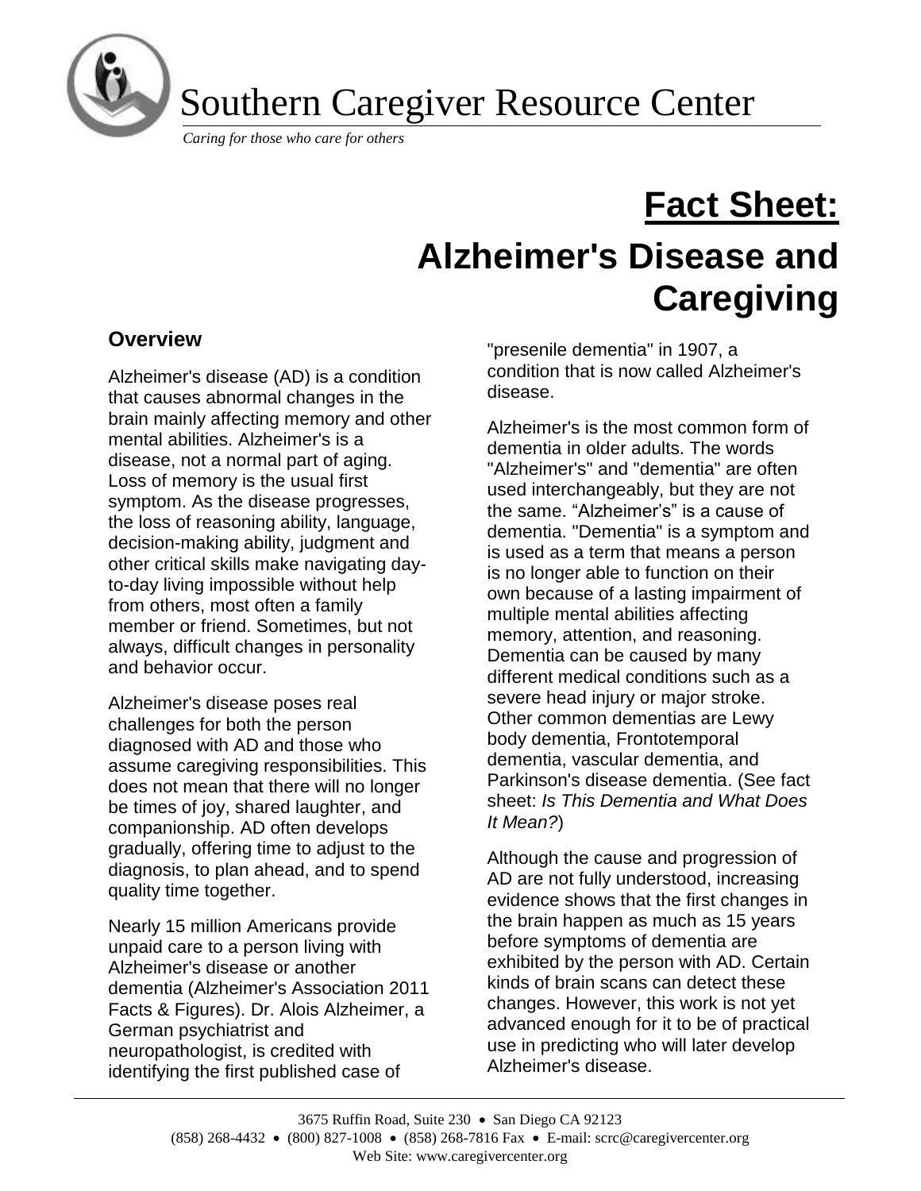Southern Caregiver Resource Center

*Caring for those who care for others*

# Fact Sheet:

# Alzheimer's Disease and Caregiving

## Overview

Alzheimer's disease (AD) is a condition that causes abnormal changes in the brain mainly affecting memory and other mental abilities. Alzheimer's is a disease, not a normal part of aging. Loss of memory is the usual first symptom. As the disease progresses, the loss of reasoning ability, language, decision-making ability, judgment and other critical skills make navigating day-to-day living impossible without help from others, most often a family member or friend. Sometimes, but not always, difficult changes in personality and behavior occur.

Alzheimer's disease poses real challenges for both the person diagnosed with AD and those who assume caregiving responsibilities. This does not mean that there will no longer be times of joy, shared laughter, and companionship. AD often develops gradually, offering time to adjust to the diagnosis, to plan ahead, and to spend quality time together.

Nearly 15 million Americans provide unpaid care to a person living with Alzheimer's disease or another dementia (Alzheimer's Association 2011 Facts & Figures). Dr. Alois Alzheimer, a German psychiatrist and neuropathologist, is credited with identifying the first published case of "presenile dementia" in 1907, a condition that is now called Alzheimer's disease.

Alzheimer's is the most common form of dementia in older adults. The words "Alzheimer's" and "dementia" are often used interchangeably, but they are not the same. "Alzheimer's" is a cause of dementia. "Dementia" is a symptom and is used as a term that means a person is no longer able to function on their own because of a lasting impairment of multiple mental abilities affecting memory, attention, and reasoning. Dementia can be caused by many different medical conditions such as a severe head injury or major stroke. Other common dementias are Lewy body dementia, Frontotemporal dementia, vascular dementia, and Parkinson's disease dementia. (See fact sheet: *Is This Dementia and What Does It Mean?*)

Although the cause and progression of AD are not fully understood, increasing evidence shows that the first changes in the brain happen as much as 15 years before symptoms of dementia are exhibited by the person with AD. Certain kinds of brain scans can detect these changes. However, this work is not yet advanced enough for it to be of practical use in predicting who will later develop Alzheimer's disease.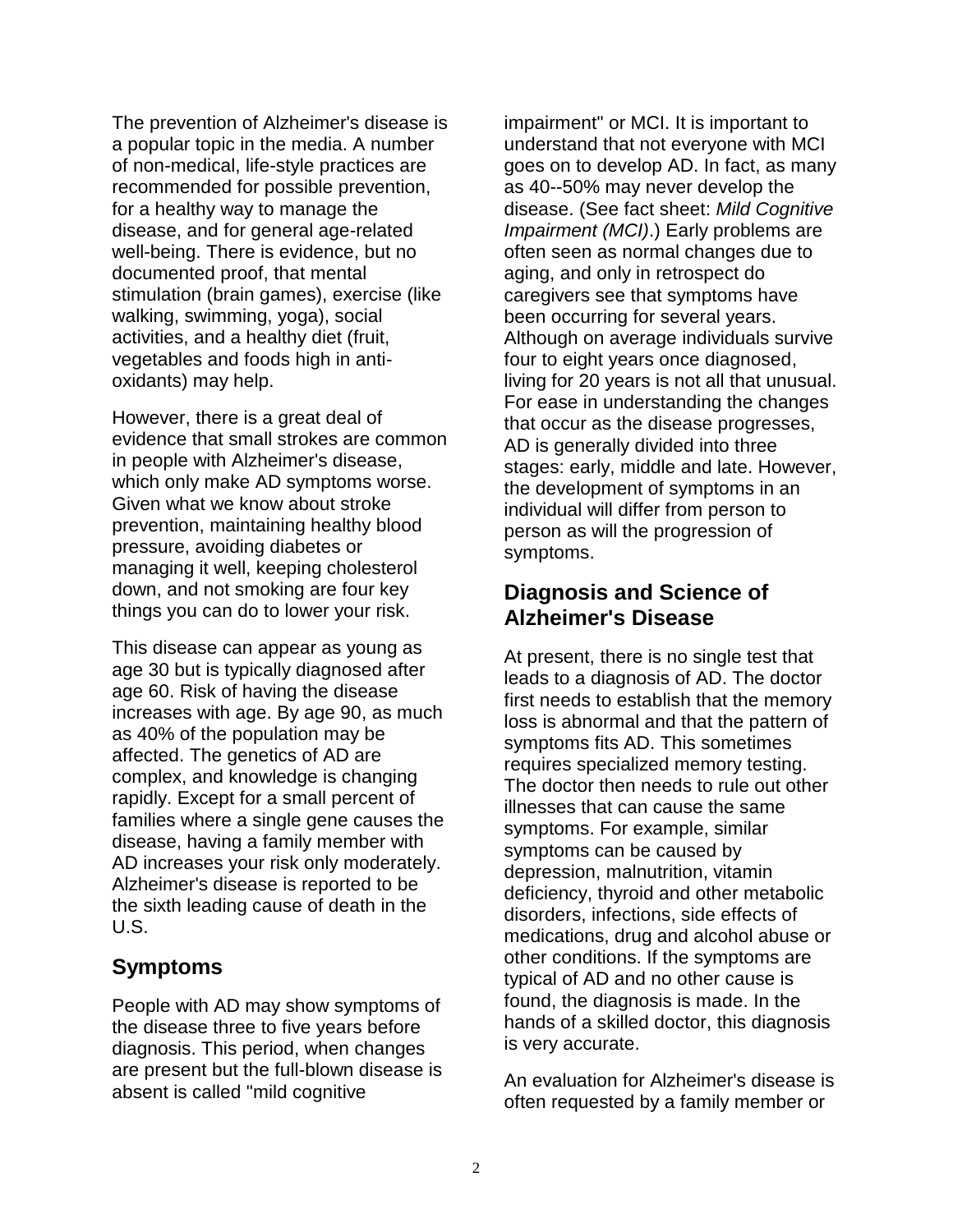The prevention of Alzheimer's disease is a popular topic in the media. A number of non-medical, life-style practices are recommended for possible prevention, for a healthy way to manage the disease, and for general age-related well-being. There is evidence, but no documented proof, that mental stimulation (brain games), exercise (like walking, swimming, yoga), social activities, and a healthy diet (fruit, vegetables and foods high in anti-oxidants) may help.

However, there is a great deal of evidence that small strokes are common in people with Alzheimer's disease, which only make AD symptoms worse. Given what we know about stroke prevention, maintaining healthy blood pressure, avoiding diabetes or managing it well, keeping cholesterol down, and not smoking are four key things you can do to lower your risk.

This disease can appear as young as age 30 but is typically diagnosed after age 60. Risk of having the disease increases with age. By age 90, as much as 40% of the population may be affected. The genetics of AD are complex, and knowledge is changing rapidly. Except for a small percent of families where a single gene causes the disease, having a family member with AD increases your risk only moderately. Alzheimer's disease is reported to be the sixth leading cause of death in the U.S.

## Symptoms

People with AD may show symptoms of the disease three to five years before diagnosis. This period, when changes are present but the full-blown disease is absent is called "mild cognitive impairment" or MCI. It is important to understand that not everyone with MCI goes on to develop AD. In fact, as many as 40--50% may never develop the disease. (See fact sheet: *Mild Cognitive Impairment (MCI)*.) Early problems are often seen as normal changes due to aging, and only in retrospect do caregivers see that symptoms have been occurring for several years. Although on average individuals survive four to eight years once diagnosed, living for 20 years is not all that unusual. For ease in understanding the changes that occur as the disease progresses, AD is generally divided into three stages: early, middle and late. However, the development of symptoms in an individual will differ from person to person as will the progression of symptoms.

## Diagnosis and Science of Alzheimer's Disease

At present, there is no single test that leads to a diagnosis of AD. The doctor first needs to establish that the memory loss is abnormal and that the pattern of symptoms fits AD. This sometimes requires specialized memory testing. The doctor then needs to rule out other illnesses that can cause the same symptoms. For example, similar symptoms can be caused by depression, malnutrition, vitamin deficiency, thyroid and other metabolic disorders, infections, side effects of medications, drug and alcohol abuse or other conditions. If the symptoms are typical of AD and no other cause is found, the diagnosis is made. In the hands of a skilled doctor, this diagnosis is very accurate.

An evaluation for Alzheimer's disease is often requested by a family member or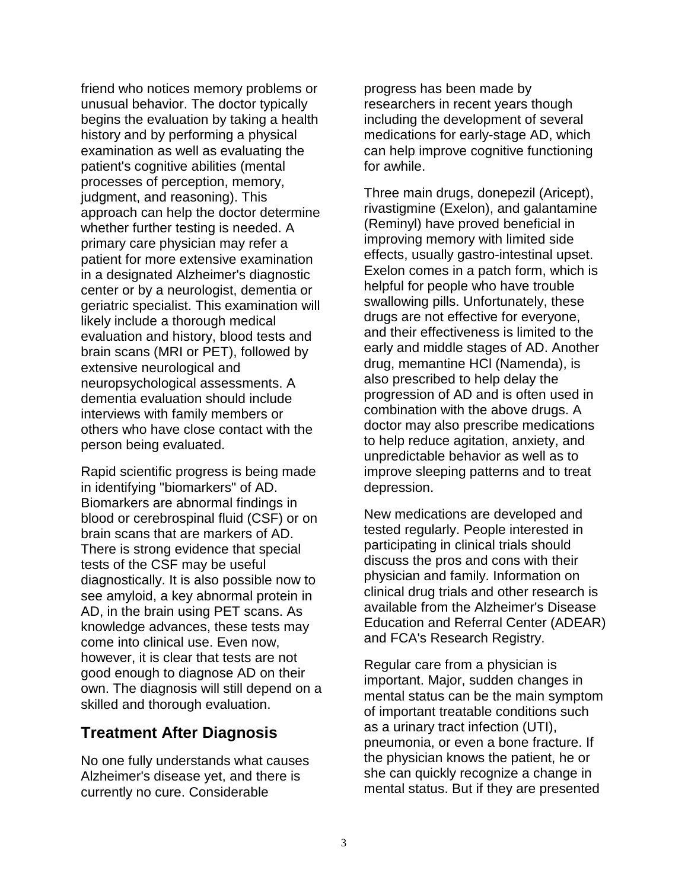friend who notices memory problems or unusual behavior. The doctor typically begins the evaluation by taking a health history and by performing a physical examination as well as evaluating the patient's cognitive abilities (mental processes of perception, memory, judgment, and reasoning). This approach can help the doctor determine whether further testing is needed. A primary care physician may refer a patient for more extensive examination in a designated Alzheimer's diagnostic center or by a neurologist, dementia or geriatric specialist. This examination will likely include a thorough medical evaluation and history, blood tests and brain scans (MRI or PET), followed by extensive neurological and neuropsychological assessments. A dementia evaluation should include interviews with family members or others who have close contact with the person being evaluated.

Rapid scientific progress is being made in identifying "biomarkers" of AD. Biomarkers are abnormal findings in blood or cerebrospinal fluid (CSF) or on brain scans that are markers of AD. There is strong evidence that special tests of the CSF may be useful diagnostically. It is also possible now to see amyloid, a key abnormal protein in AD, in the brain using PET scans. As knowledge advances, these tests may come into clinical use. Even now, however, it is clear that tests are not good enough to diagnose AD on their own. The diagnosis will still depend on a skilled and thorough evaluation.

## Treatment After Diagnosis

No one fully understands what causes Alzheimer's disease yet, and there is currently no cure. Considerable progress has been made by researchers in recent years though including the development of several medications for early-stage AD, which can help improve cognitive functioning for awhile.

Three main drugs, donepezil (Aricept), rivastigmine (Exelon), and galantamine (Reminyl) have proved beneficial in improving memory with limited side effects, usually gastro-intestinal upset. Exelon comes in a patch form, which is helpful for people who have trouble swallowing pills. Unfortunately, these drugs are not effective for everyone, and their effectiveness is limited to the early and middle stages of AD. Another drug, memantine HCl (Namenda), is also prescribed to help delay the progression of AD and is often used in combination with the above drugs. A doctor may also prescribe medications to help reduce agitation, anxiety, and unpredictable behavior as well as to improve sleeping patterns and to treat depression.

New medications are developed and tested regularly. People interested in participating in clinical trials should discuss the pros and cons with their physician and family. Information on clinical drug trials and other research is available from the Alzheimer's Disease Education and Referral Center (ADEAR) and FCA's Research Registry.

Regular care from a physician is important. Major, sudden changes in mental status can be the main symptom of important treatable conditions such as a urinary tract infection (UTI), pneumonia, or even a bone fracture. If the physician knows the patient, he or she can quickly recognize a change in mental status. But if they are presented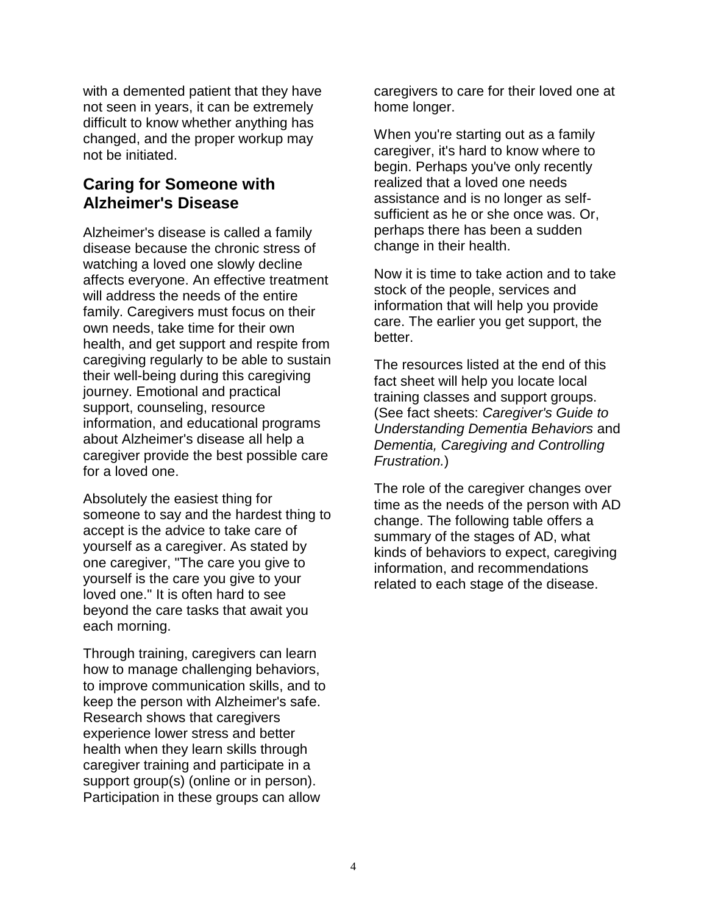with a demented patient that they have not seen in years, it can be extremely difficult to know whether anything has changed, and the proper workup may not be initiated.

## Caring for Someone with Alzheimer's Disease

Alzheimer's disease is called a family disease because the chronic stress of watching a loved one slowly decline affects everyone. An effective treatment will address the needs of the entire family. Caregivers must focus on their own needs, take time for their own health, and get support and respite from caregiving regularly to be able to sustain their well-being during this caregiving journey. Emotional and practical support, counseling, resource information, and educational programs about Alzheimer's disease all help a caregiver provide the best possible care for a loved one.

Absolutely the easiest thing for someone to say and the hardest thing to accept is the advice to take care of yourself as a caregiver. As stated by one caregiver, "The care you give to yourself is the care you give to your loved one." It is often hard to see beyond the care tasks that await you each morning.

Through training, caregivers can learn how to manage challenging behaviors, to improve communication skills, and to keep the person with Alzheimer's safe. Research shows that caregivers experience lower stress and better health when they learn skills through caregiver training and participate in a support group(s) (online or in person). Participation in these groups can allow caregivers to care for their loved one at home longer.

When you're starting out as a family caregiver, it's hard to know where to begin. Perhaps you've only recently realized that a loved one needs assistance and is no longer as self-sufficient as he or she once was. Or, perhaps there has been a sudden change in their health.

Now it is time to take action and to take stock of the people, services and information that will help you provide care. The earlier you get support, the better.

The resources listed at the end of this fact sheet will help you locate local training classes and support groups. (See fact sheets: *Caregiver's Guide to Understanding Dementia Behaviors* and *Dementia, Caregiving and Controlling Frustration.*)

The role of the caregiver changes over time as the needs of the person with AD change. The following table offers a summary of the stages of AD, what kinds of behaviors to expect, caregiving information, and recommendations related to each stage of the disease.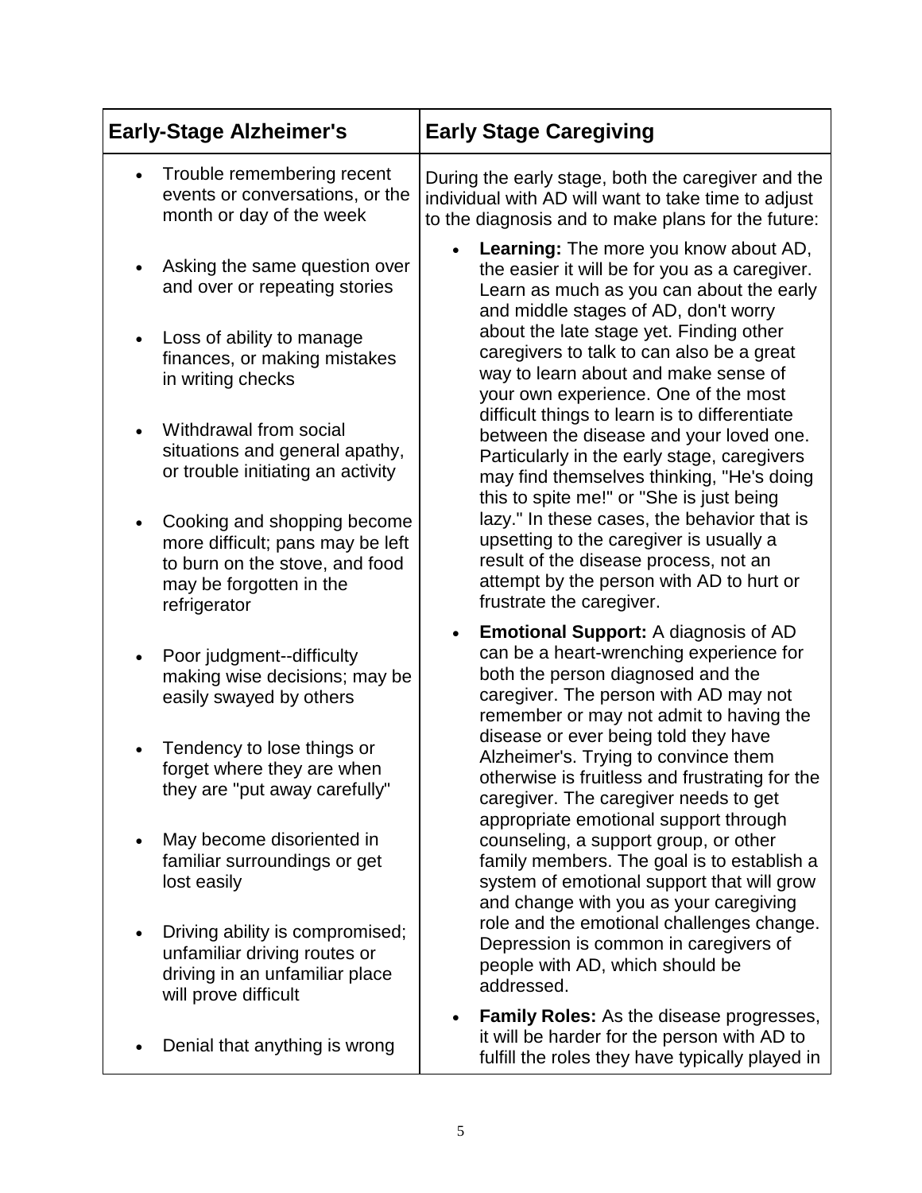| Early-Stage Alzheimer's | Early Stage Caregiving |
| --- | --- |
| • Trouble remembering recent events or conversations, or the month or day of the week<br><br>• Asking the same question over and over or repeating stories<br><br>• Loss of ability to manage finances, or making mistakes in writing checks<br><br>• Withdrawal from social situations and general apathy, or trouble initiating an activity<br><br>• Cooking and shopping become more difficult; pans may be left to burn on the stove, and food may be forgotten in the refrigerator<br><br>• Poor judgment--difficulty making wise decisions; may be easily swayed by others<br><br>• Tendency to lose things or forget where they are when they are "put away carefully"<br><br>• May become disoriented in familiar surroundings or get lost easily<br><br>• Driving ability is compromised; unfamiliar driving routes or driving in an unfamiliar place will prove difficult<br><br>• Denial that anything is wrong | During the early stage, both the caregiver and the individual with AD will want to take time to adjust to the diagnosis and to make plans for the future:<br><br>• **Learning:** The more you know about AD, the easier it will be for you as a caregiver. Learn as much as you can about the early and middle stages of AD, don't worry about the late stage yet. Finding other caregivers to talk to can also be a great way to learn about and make sense of your own experience. One of the most difficult things to learn is to differentiate between the disease and your loved one. Particularly in the early stage, caregivers may find themselves thinking, "He's doing this to spite me!" or "She is just being lazy." In these cases, the behavior that is upsetting to the caregiver is usually a result of the disease process, not an attempt by the person with AD to hurt or frustrate the caregiver.<br><br>• **Emotional Support:** A diagnosis of AD can be a heart-wrenching experience for both the person diagnosed and the caregiver. The person with AD may not remember or may not admit to having the disease or ever being told they have Alzheimer's. Trying to convince them otherwise is fruitless and frustrating for the caregiver. The caregiver needs to get appropriate emotional support through counseling, a support group, or other family members. The goal is to establish a system of emotional support that will grow and change with you as your caregiving role and the emotional challenges change. Depression is common in caregivers of people with AD, which should be addressed.<br><br>• **Family Roles:** As the disease progresses, it will be harder for the person with AD to fulfill the roles they have typically played in |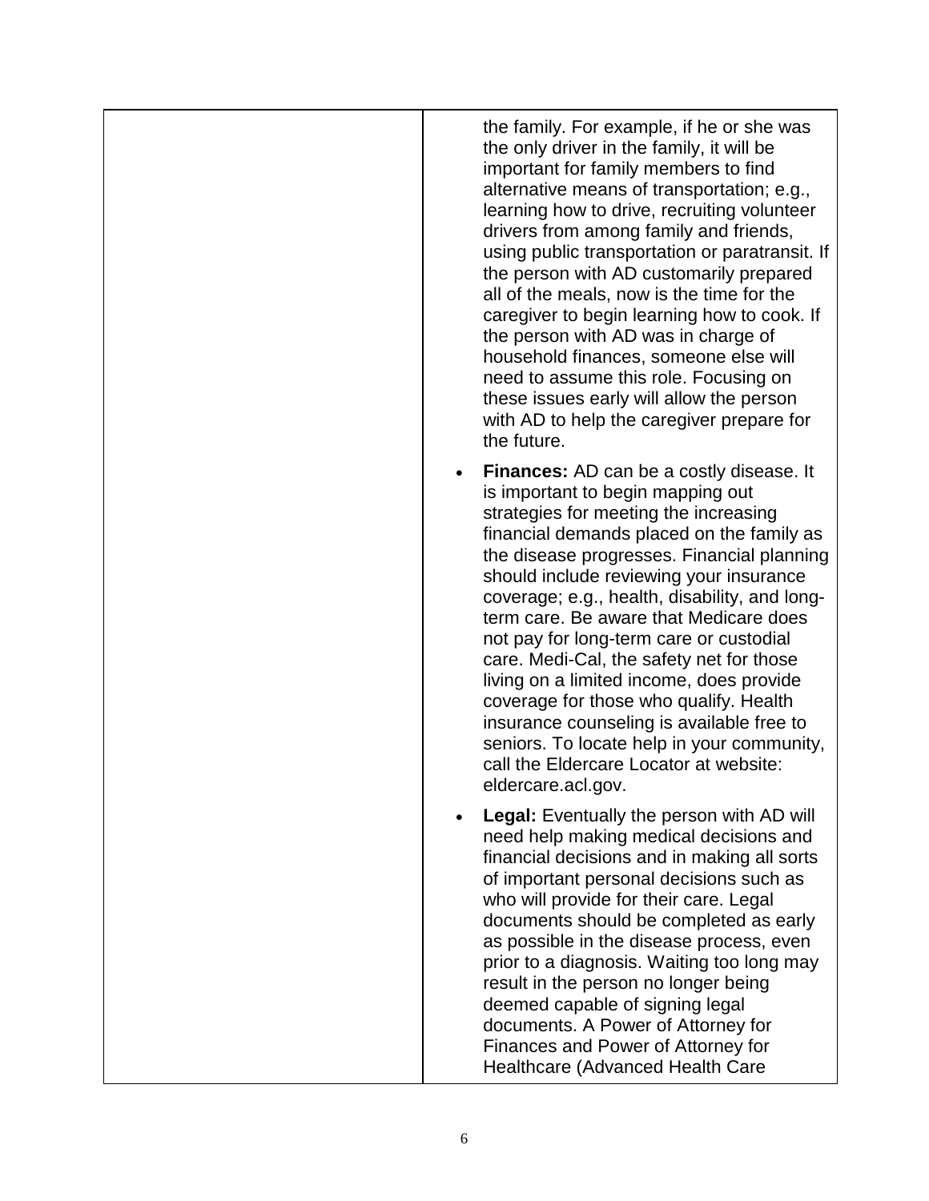| | |
|---|---|
| | the family. For example, if he or she was the only driver in the family, it will be important for family members to find alternative means of transportation; e.g., learning how to drive, recruiting volunteer drivers from among family and friends, using public transportation or paratransit. If the person with AD customarily prepared all of the meals, now is the time for the caregiver to begin learning how to cook. If the person with AD was in charge of household finances, someone else will need to assume this role. Focusing on these issues early will allow the person with AD to help the caregiver prepare for the future.<br><br>• **Finances:** AD can be a costly disease. It is important to begin mapping out strategies for meeting the increasing financial demands placed on the family as the disease progresses. Financial planning should include reviewing your insurance coverage; e.g., health, disability, and long-term care. Be aware that Medicare does not pay for long-term care or custodial care. Medi-Cal, the safety net for those living on a limited income, does provide coverage for those who qualify. Health insurance counseling is available free to seniors. To locate help in your community, call the Eldercare Locator at website: eldercare.acl.gov.<br><br>• **Legal:** Eventually the person with AD will need help making medical decisions and financial decisions and in making all sorts of important personal decisions such as who will provide for their care. Legal documents should be completed as early as possible in the disease process, even prior to a diagnosis. Waiting too long may result in the person no longer being deemed capable of signing legal documents. A Power of Attorney for Finances and Power of Attorney for Healthcare (Advanced Health Care |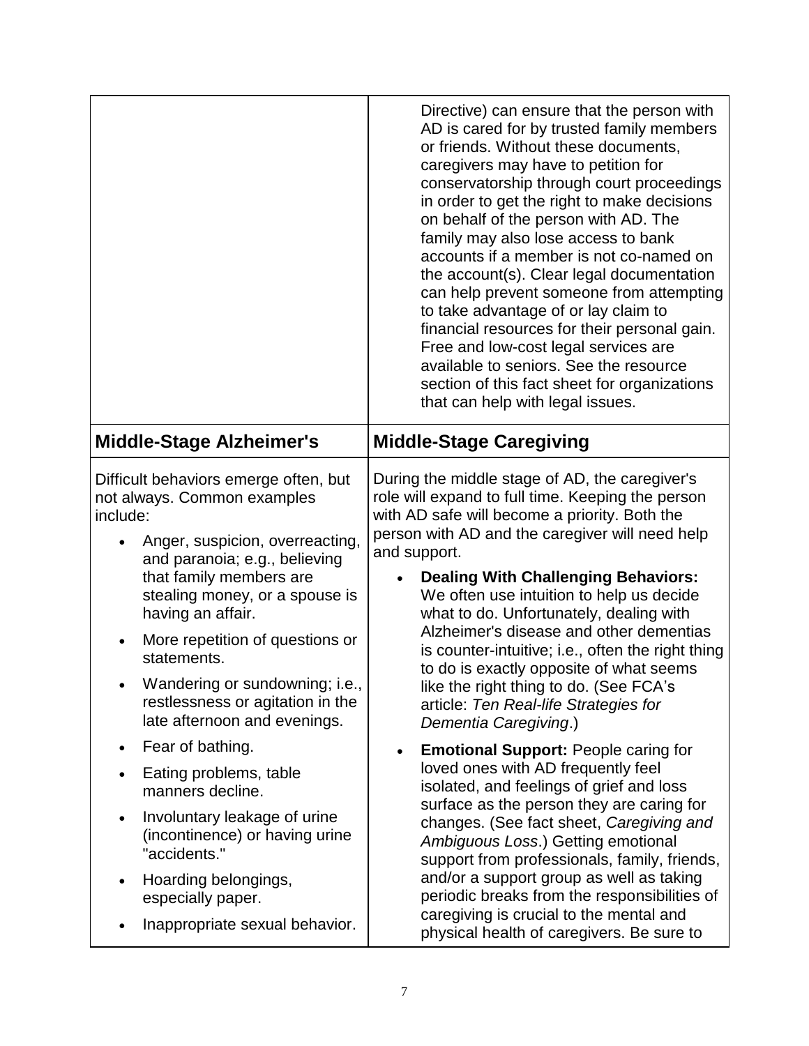| | |
|---|---|
| | Directive) can ensure that the person with AD is cared for by trusted family members or friends. Without these documents, caregivers may have to petition for conservatorship through court proceedings in order to get the right to make decisions on behalf of the person with AD. The family may also lose access to bank accounts if a member is not co-named on the account(s). Clear legal documentation can help prevent someone from attempting to take advantage of or lay claim to financial resources for their personal gain. Free and low-cost legal services are available to seniors. See the resource section of this fact sheet for organizations that can help with legal issues. |
| **Middle-Stage Alzheimer's** | **Middle-Stage Caregiving** |
| Difficult behaviors emerge often, but not always. Common examples include:<br>• Anger, suspicion, overreacting, and paranoia; e.g., believing that family members are stealing money, or a spouse is having an affair.<br>• More repetition of questions or statements.<br>• Wandering or sundowning; i.e., restlessness or agitation in the late afternoon and evenings.<br>• Fear of bathing.<br>• Eating problems, table manners decline.<br>• Involuntary leakage of urine (incontinence) or having urine "accidents."<br>• Hoarding belongings, especially paper.<br>• Inappropriate sexual behavior. | During the middle stage of AD, the caregiver's role will expand to full time. Keeping the person with AD safe will become a priority. Both the person with AD and the caregiver will need help and support.<br>• **Dealing With Challenging Behaviors:** We often use intuition to help us decide what to do. Unfortunately, dealing with Alzheimer's disease and other dementias is counter-intuitive; i.e., often the right thing to do is exactly opposite of what seems like the right thing to do. (See FCA's article: *Ten Real-life Strategies for Dementia Caregiving*.)<br>• **Emotional Support:** People caring for loved ones with AD frequently feel isolated, and feelings of grief and loss surface as the person they are caring for changes. (See fact sheet, *Caregiving and Ambiguous Loss*.) Getting emotional support from professionals, family, friends, and/or a support group as well as taking periodic breaks from the responsibilities of caregiving is crucial to the mental and physical health of caregivers. Be sure to |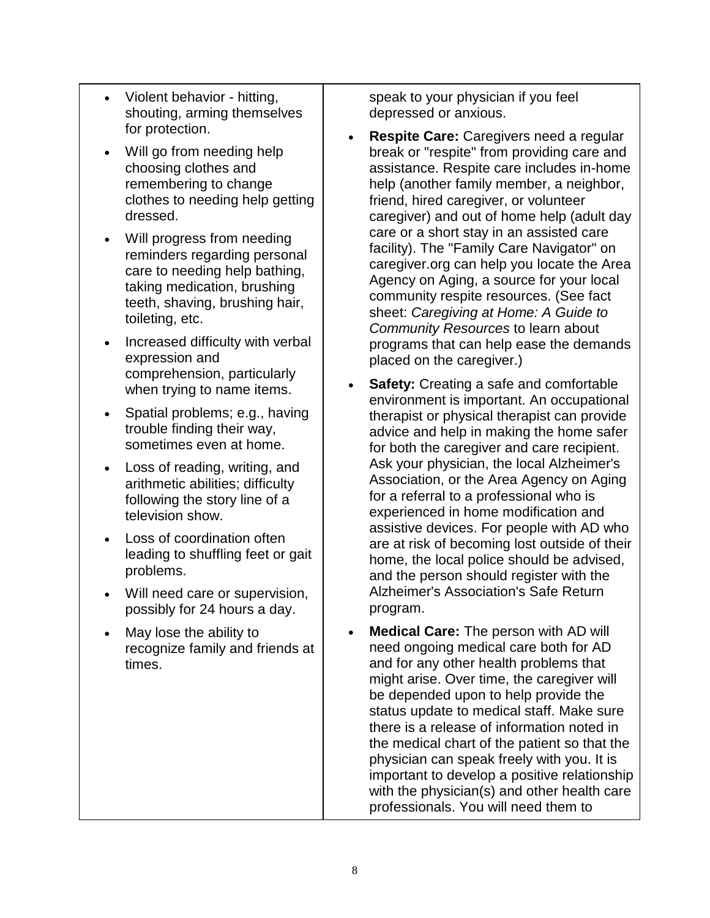- Violent behavior - hitting, shouting, arming themselves for protection.
- Will go from needing help choosing clothes and remembering to change clothes to needing help getting dressed.
- Will progress from needing reminders regarding personal care to needing help bathing, taking medication, brushing teeth, shaving, brushing hair, toileting, etc.
- Increased difficulty with verbal expression and comprehension, particularly when trying to name items.
- Spatial problems; e.g., having trouble finding their way, sometimes even at home.
- Loss of reading, writing, and arithmetic abilities; difficulty following the story line of a television show.
- Loss of coordination often leading to shuffling feet or gait problems.
- Will need care or supervision, possibly for 24 hours a day.
- May lose the ability to recognize family and friends at times.

speak to your physician if you feel depressed or anxious.

- **Respite Care:** Caregivers need a regular break or "respite" from providing care and assistance. Respite care includes in-home help (another family member, a neighbor, friend, hired caregiver, or volunteer caregiver) and out of home help (adult day care or a short stay in an assisted care facility). The "Family Care Navigator" on caregiver.org can help you locate the Area Agency on Aging, a source for your local community respite resources. (See fact sheet: *Caregiving at Home: A Guide to Community Resources* to learn about programs that can help ease the demands placed on the caregiver.)
- **Safety:** Creating a safe and comfortable environment is important. An occupational therapist or physical therapist can provide advice and help in making the home safer for both the caregiver and care recipient. Ask your physician, the local Alzheimer's Association, or the Area Agency on Aging for a referral to a professional who is experienced in home modification and assistive devices. For people with AD who are at risk of becoming lost outside of their home, the local police should be advised, and the person should register with the Alzheimer's Association's Safe Return program.
- **Medical Care:** The person with AD will need ongoing medical care both for AD and for any other health problems that might arise. Over time, the caregiver will be depended upon to help provide the status update to medical staff. Make sure there is a release of information noted in the medical chart of the patient so that the physician can speak freely with you. It is important to develop a positive relationship with the physician(s) and other health care professionals. You will need them to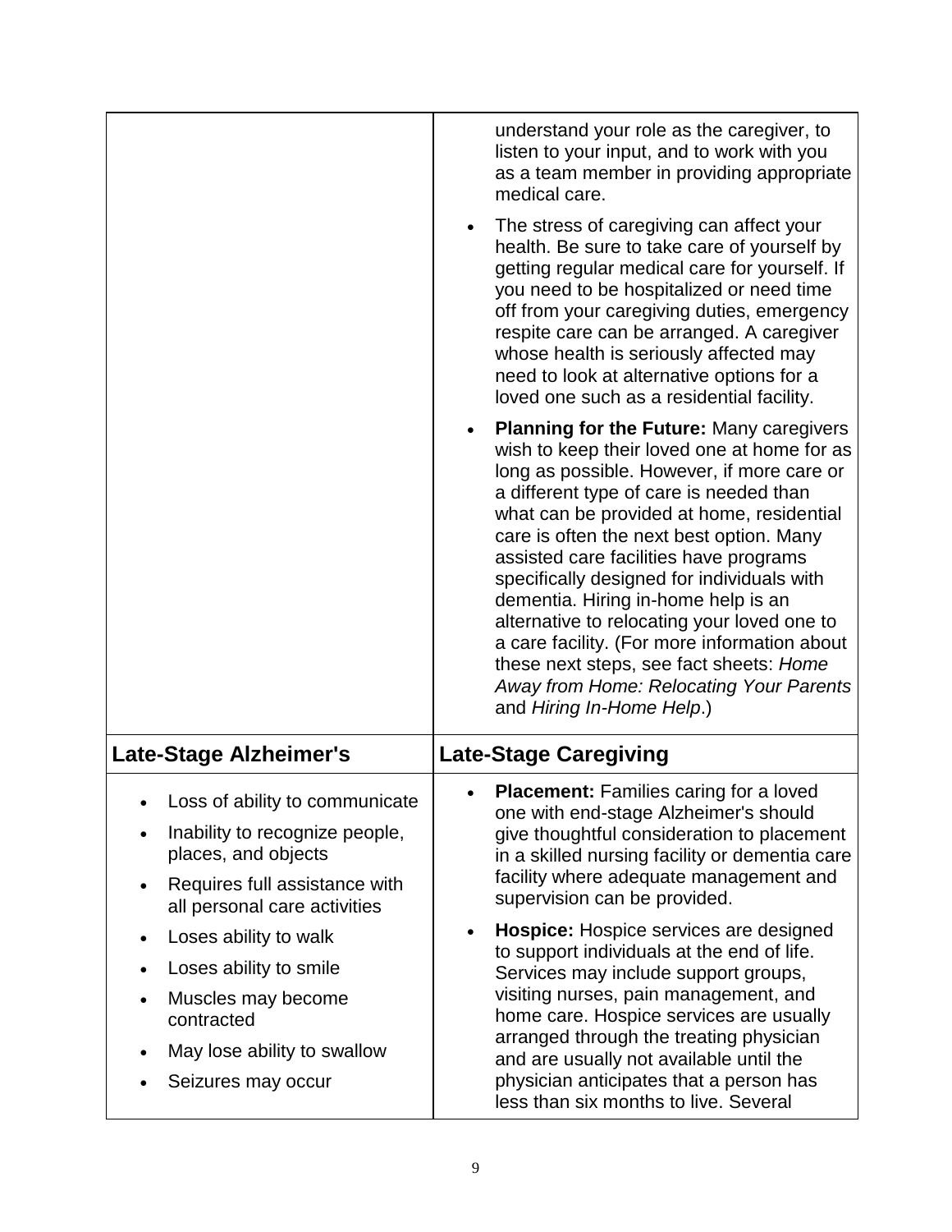| | |
|---|---|
| | understand your role as the caregiver, to listen to your input, and to work with you as a team member in providing appropriate medical care.<br><br>• The stress of caregiving can affect your health. Be sure to take care of yourself by getting regular medical care for yourself. If you need to be hospitalized or need time off from your caregiving duties, emergency respite care can be arranged. A caregiver whose health is seriously affected may need to look at alternative options for a loved one such as a residential facility.<br><br>• **Planning for the Future:** Many caregivers wish to keep their loved one at home for as long as possible. However, if more care or a different type of care is needed than what can be provided at home, residential care is often the next best option. Many assisted care facilities have programs specifically designed for individuals with dementia. Hiring in-home help is an alternative to relocating your loved one to a care facility. (For more information about these next steps, see fact sheets: *Home Away from Home: Relocating Your Parents* and *Hiring In-Home Help*.) |
| **Late-Stage Alzheimer's** | **Late-Stage Caregiving** |
| • Loss of ability to communicate<br>• Inability to recognize people, places, and objects<br>• Requires full assistance with all personal care activities<br>• Loses ability to walk<br>• Loses ability to smile<br>• Muscles may become contracted<br>• May lose ability to swallow<br>• Seizures may occur | • **Placement:** Families caring for a loved one with end-stage Alzheimer's should give thoughtful consideration to placement in a skilled nursing facility or dementia care facility where adequate management and supervision can be provided.<br><br>• **Hospice:** Hospice services are designed to support individuals at the end of life. Services may include support groups, visiting nurses, pain management, and home care. Hospice services are usually arranged through the treating physician and are usually not available until the physician anticipates that a person has less than six months to live. Several |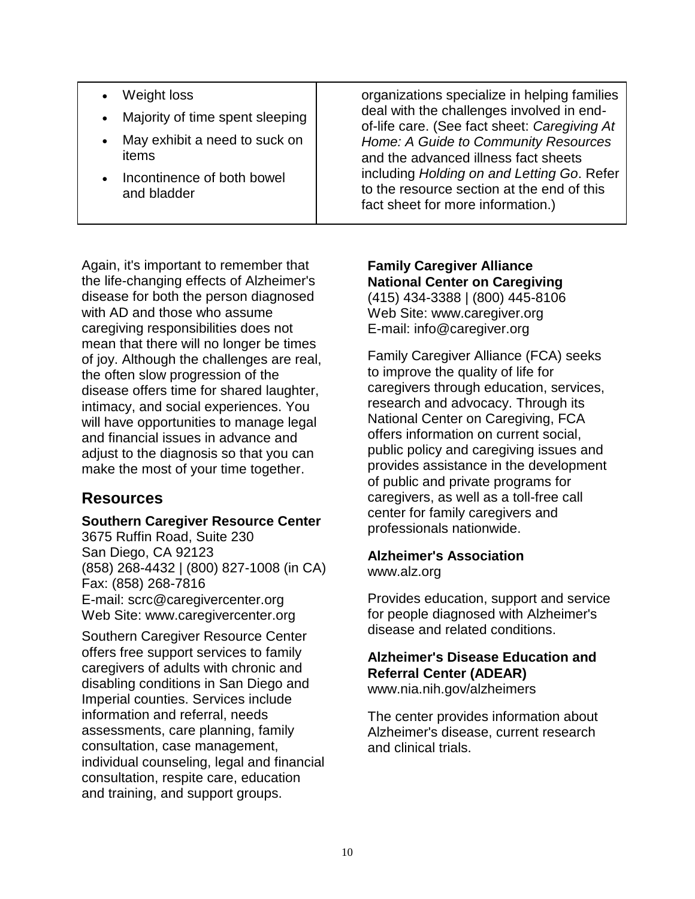| | |
|---|---|
| • Weight loss<br>• Majority of time spent sleeping<br>• May exhibit a need to suck on items<br>• Incontinence of both bowel and bladder | organizations specialize in helping families deal with the challenges involved in end-of-life care. (See fact sheet: *Caregiving At Home: A Guide to Community Resources* and the advanced illness fact sheets including *Holding on and Letting Go*. Refer to the resource section at the end of this fact sheet for more information.) |

Again, it's important to remember that the life-changing effects of Alzheimer's disease for both the person diagnosed with AD and those who assume caregiving responsibilities does not mean that there will no longer be times of joy. Although the challenges are real, the often slow progression of the disease offers time for shared laughter, intimacy, and social experiences. You will have opportunities to manage legal and financial issues in advance and adjust to the diagnosis so that you can make the most of your time together.

## Resources

**Southern Caregiver Resource Center**
3675 Ruffin Road, Suite 230
San Diego, CA 92123
(858) 268-4432 | (800) 827-1008 (in CA)
Fax: (858) 268-7816
E-mail: scrc@caregivercenter.org
Web Site: www.caregivercenter.org

Southern Caregiver Resource Center offers free support services to family caregivers of adults with chronic and disabling conditions in San Diego and Imperial counties. Services include information and referral, needs assessments, care planning, family consultation, case management, individual counseling, legal and financial consultation, respite care, education and training, and support groups.

**Family Caregiver Alliance**
**National Center on Caregiving**
(415) 434-3388 | (800) 445-8106
Web Site: www.caregiver.org
E-mail: info@caregiver.org

Family Caregiver Alliance (FCA) seeks to improve the quality of life for caregivers through education, services, research and advocacy. Through its National Center on Caregiving, FCA offers information on current social, public policy and caregiving issues and provides assistance in the development of public and private programs for caregivers, as well as a toll-free call center for family caregivers and professionals nationwide.

**Alzheimer's Association**
www.alz.org

Provides education, support and service for people diagnosed with Alzheimer's disease and related conditions.

**Alzheimer's Disease Education and Referral Center (ADEAR)**
www.nia.nih.gov/alzheimers

The center provides information about Alzheimer's disease, current research and clinical trials.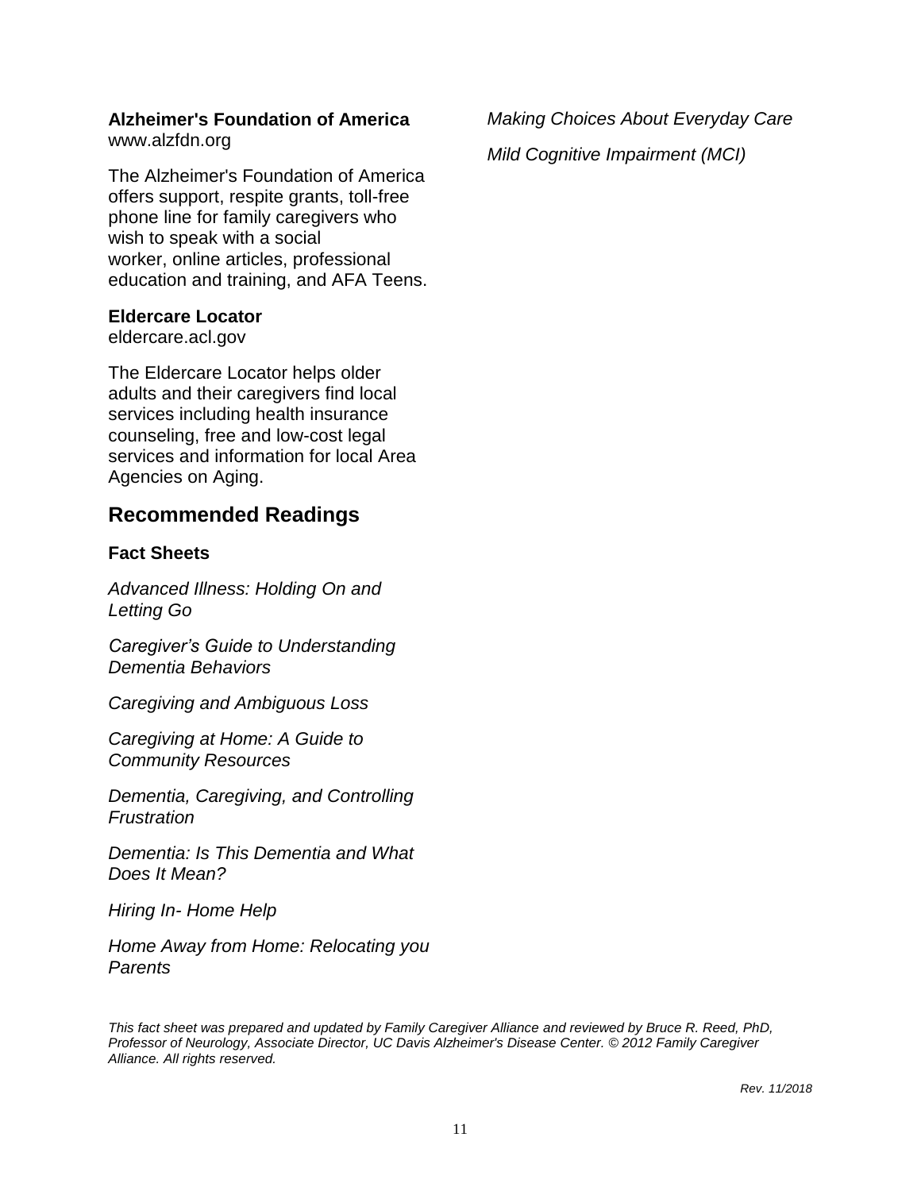**Alzheimer's Foundation of America**
www.alzfdn.org

The Alzheimer's Foundation of America offers support, respite grants, toll-free phone line for family caregivers who wish to speak with a social worker, online articles, professional education and training, and AFA Teens.

**Eldercare Locator**
eldercare.acl.gov

The Eldercare Locator helps older adults and their caregivers find local services including health insurance counseling, free and low-cost legal services and information for local Area Agencies on Aging.

## Recommended Readings

### Fact Sheets

*Advanced Illness: Holding On and Letting Go*

*Caregiver's Guide to Understanding Dementia Behaviors*

*Caregiving and Ambiguous Loss*

*Caregiving at Home: A Guide to Community Resources*

*Dementia, Caregiving, and Controlling Frustration*

*Dementia: Is This Dementia and What Does It Mean?*

*Hiring In- Home Help*

*Home Away from Home: Relocating you Parents*

*Making Choices About Everyday Care*

*Mild Cognitive Impairment (MCI)*

*This fact sheet was prepared and updated by Family Caregiver Alliance and reviewed by Bruce R. Reed, PhD, Professor of Neurology, Associate Director, UC Davis Alzheimer's Disease Center. © 2012 Family Caregiver Alliance. All rights reserved.*

*Rev. 11/2018*